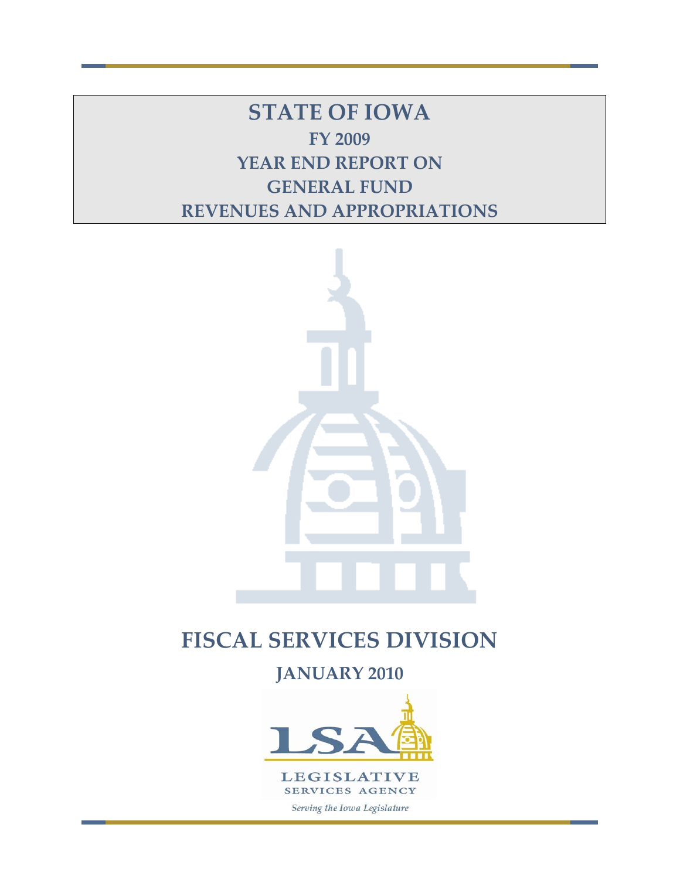# STATE OF IOWA

## FY 2009

## YEAR END REPORT ON

## GENERAL FUND

## REVENUES AND APPROPRIATIONS

# FISCAL SERVICES DIVISION

## JANUARY 2010

LSA

LEGISLATIVE SERVICES AGENCY

*Serving the Iowa Legislature*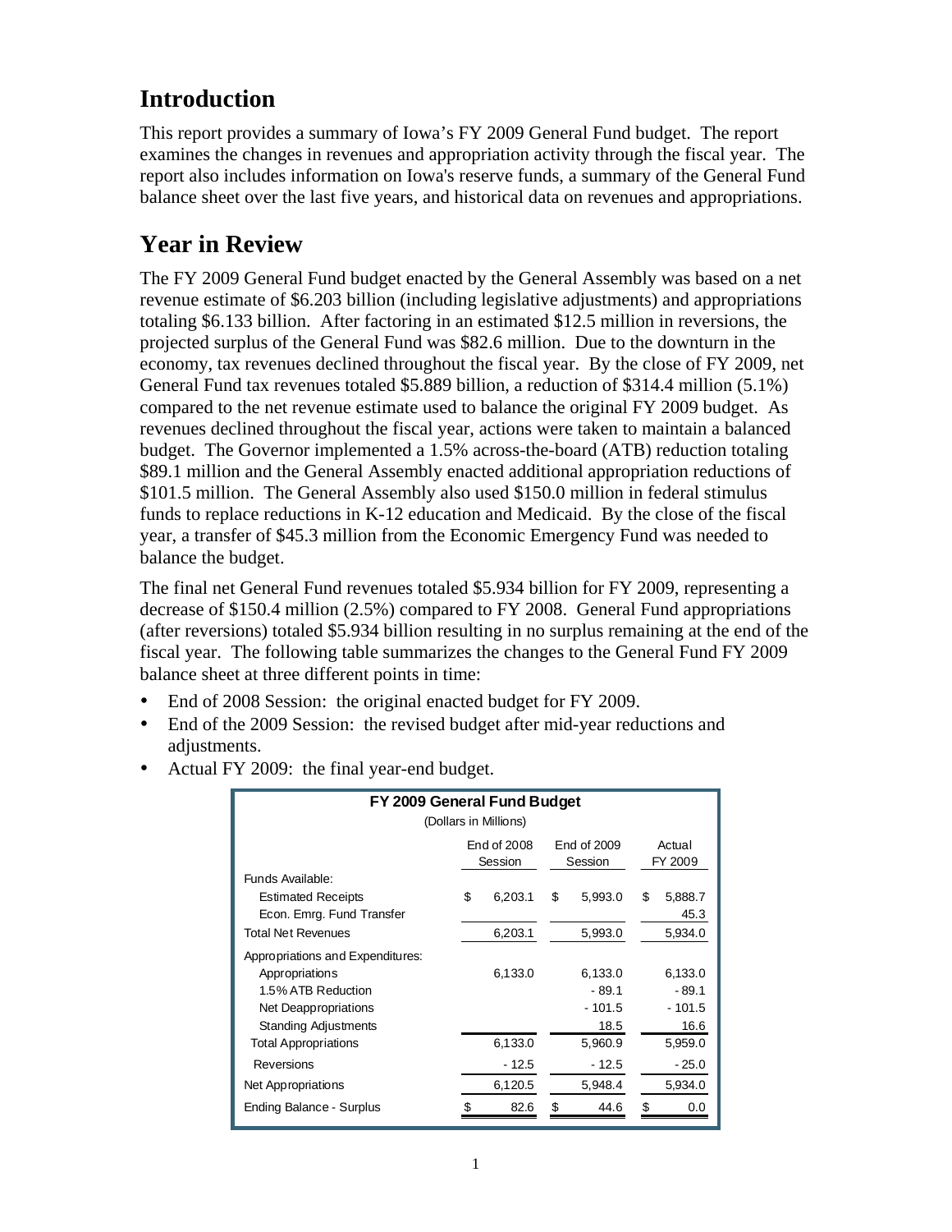## Introduction

This report provides a summary of Iowa's FY 2009 General Fund budget. The report examines the changes in revenues and appropriation activity through the fiscal year. The report also includes information on Iowa's reserve funds, a summary of the General Fund balance sheet over the last five years, and historical data on revenues and appropriations.

## Year in Review

The FY 2009 General Fund budget enacted by the General Assembly was based on a net revenue estimate of $6.203 billion (including legislative adjustments) and appropriations totaling $6.133 billion. After factoring in an estimated $12.5 million in reversions, the projected surplus of the General Fund was $82.6 million. Due to the downturn in the economy, tax revenues declined throughout the fiscal year. By the close of FY 2009, net General Fund tax revenues totaled $5.889 billion, a reduction of $314.4 million (5.1%) compared to the net revenue estimate used to balance the original FY 2009 budget. As revenues declined throughout the fiscal year, actions were taken to maintain a balanced budget. The Governor implemented a 1.5% across-the-board (ATB) reduction totaling $89.1 million and the General Assembly enacted additional appropriation reductions of $101.5 million. The General Assembly also used $150.0 million in federal stimulus funds to replace reductions in K-12 education and Medicaid. By the close of the fiscal year, a transfer of $45.3 million from the Economic Emergency Fund was needed to balance the budget.

The final net General Fund revenues totaled $5.934 billion for FY 2009, representing a decrease of $150.4 million (2.5%) compared to FY 2008. General Fund appropriations (after reversions) totaled $5.934 billion resulting in no surplus remaining at the end of the fiscal year. The following table summarizes the changes to the General Fund FY 2009 balance sheet at three different points in time:

- End of 2008 Session: the original enacted budget for FY 2009.
- End of the 2009 Session: the revised budget after mid-year reductions and adjustments.
- Actual FY 2009: the final year-end budget.

**FY 2009 General Fund Budget**
(Dollars in Millions)

| | End of 2008 Session | End of 2009 Session | Actual FY 2009 |
|---|---|---|---|
| Funds Available: | | | |
| Estimated Receipts | $ 6,203.1 | $ 5,993.0 | $ 5,888.7 |
| Econ. Emrg. Fund Transfer | | | 45.3 |
| Total Net Revenues | 6,203.1 | 5,993.0 | 5,934.0 |
| Appropriations and Expenditures: | | | |
| Appropriations | 6,133.0 | 6,133.0 | 6,133.0 |
| 1.5% ATB Reduction | | - 89.1 | - 89.1 |
| Net Deappropriations | | - 101.5 | - 101.5 |
| Standing Adjustments | | 18.5 | 16.6 |
| Total Appropriations | 6,133.0 | 5,960.9 | 5,959.0 |
| Reversions | - 12.5 | - 12.5 | - 25.0 |
| Net Appropriations | 6,120.5 | 5,948.4 | 5,934.0 |
| Ending Balance - Surplus | $ 82.6 | $ 44.6 | $ 0.0 |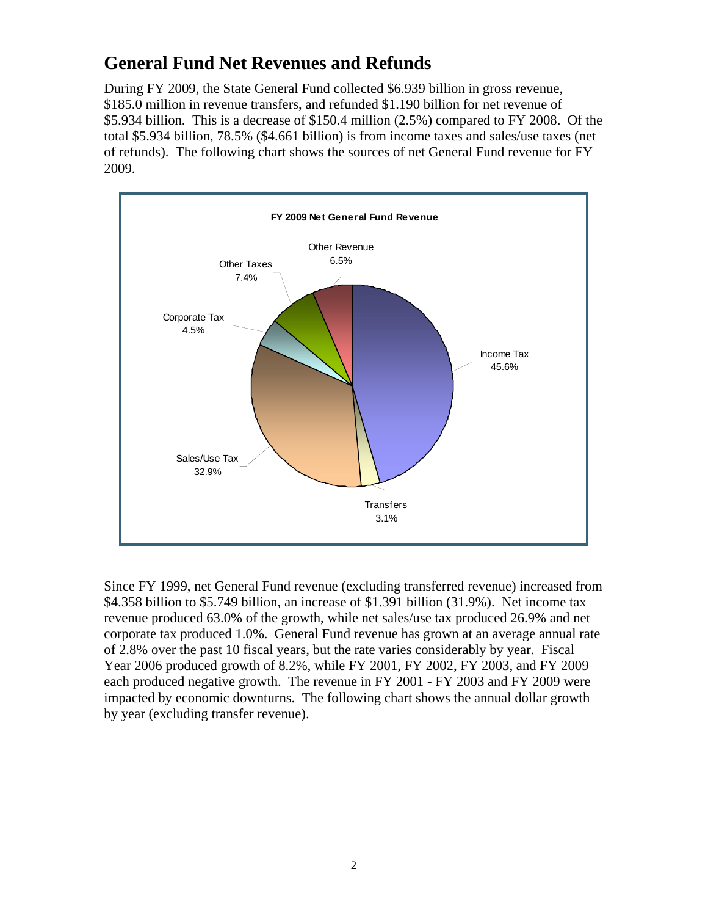## General Fund Net Revenues and Refunds

During FY 2009, the State General Fund collected \$6.939 billion in gross revenue, \$185.0 million in revenue transfers, and refunded \$1.190 billion for net revenue of \$5.934 billion. This is a decrease of \$150.4 million (2.5%) compared to FY 2008. Of the total \$5.934 billion, 78.5% (\$4.661 billion) is from income taxes and sales/use taxes (net of refunds). The following chart shows the sources of net General Fund revenue for FY 2009.

**FY 2009 Net General Fund Revenue**

| Source | Percent |
| --- | --- |
| Income Tax | 45.6% |
| Transfers | 3.1% |
| Sales/Use Tax | 32.9% |
| Corporate Tax | 4.5% |
| Other Taxes | 7.4% |
| Other Revenue | 6.5% |

Since FY 1999, net General Fund revenue (excluding transferred revenue) increased from \$4.358 billion to \$5.749 billion, an increase of \$1.391 billion (31.9%). Net income tax revenue produced 63.0% of the growth, while net sales/use tax produced 26.9% and net corporate tax produced 1.0%. General Fund revenue has grown at an average annual rate of 2.8% over the past 10 fiscal years, but the rate varies considerably by year. Fiscal Year 2006 produced growth of 8.2%, while FY 2001, FY 2002, FY 2003, and FY 2009 each produced negative growth. The revenue in FY 2001 - FY 2003 and FY 2009 were impacted by economic downturns. The following chart shows the annual dollar growth by year (excluding transfer revenue).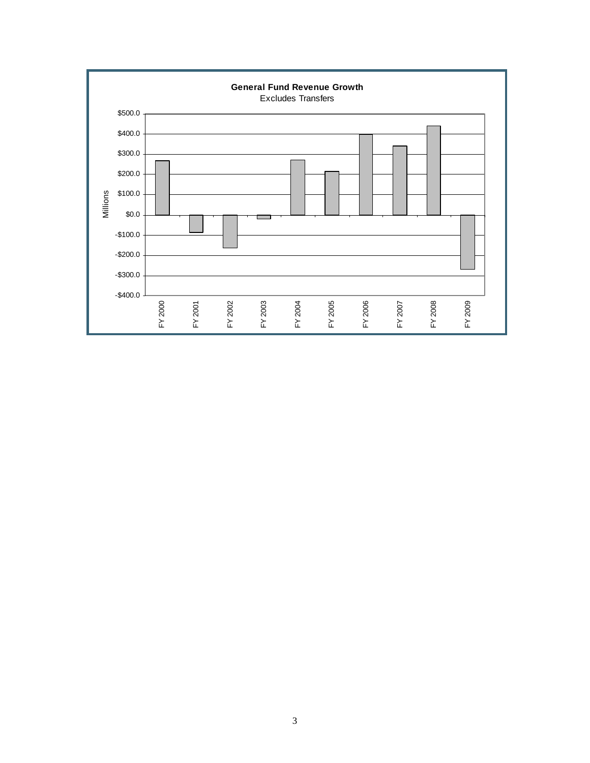**General Fund Revenue Growth**

Excludes Transfers

Millions

| | FY 2000 | FY 2001 | FY 2002 | FY 2003 | FY 2004 | FY 2005 | FY 2006 | FY 2007 | FY 2008 | FY 2009 |
|---|---|---|---|---|---|---|---|---|---|---|

Y-axis: $500.0, $400.0, $300.0, $200.0, $100.0, $0.0, -$100.0, -$200.0, -$300.0, -$400.0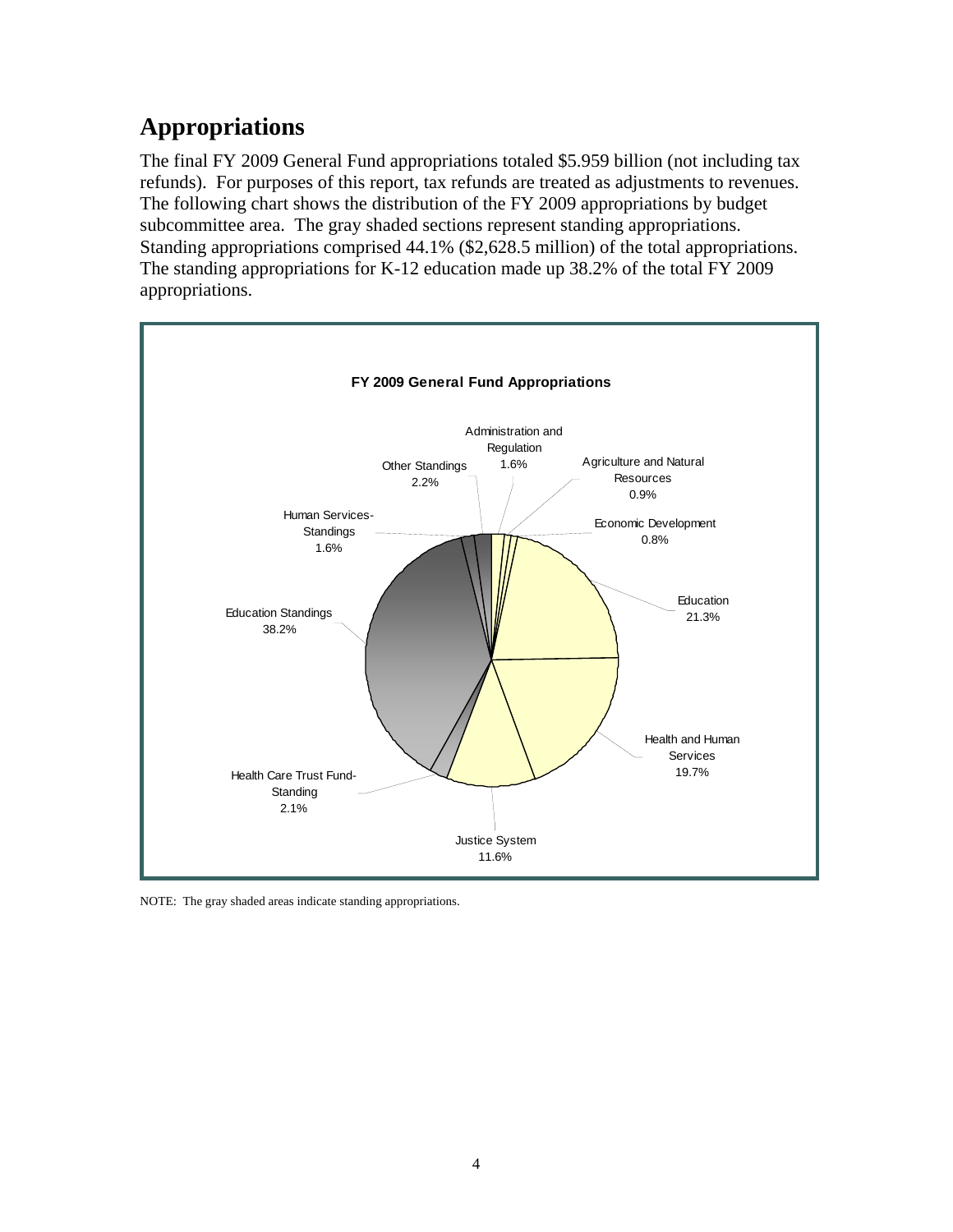## Appropriations

The final FY 2009 General Fund appropriations totaled $5.959 billion (not including tax refunds). For purposes of this report, tax refunds are treated as adjustments to revenues. The following chart shows the distribution of the FY 2009 appropriations by budget subcommittee area. The gray shaded sections represent standing appropriations. Standing appropriations comprised 44.1% ($2,628.5 million) of the total appropriations. The standing appropriations for K-12 education made up 38.2% of the total FY 2009 appropriations.

**FY 2009 General Fund Appropriations**

| Category | Percent |
|---|---|
| Administration and Regulation | 1.6% |
| Agriculture and Natural Resources | 0.9% |
| Economic Development | 0.8% |
| Education | 21.3% |
| Health and Human Services | 19.7% |
| Justice System | 11.6% |
| Health Care Trust Fund-Standing | 2.1% |
| Education Standings | 38.2% |
| Human Services-Standings | 1.6% |
| Other Standings | 2.2% |

NOTE: The gray shaded areas indicate standing appropriations.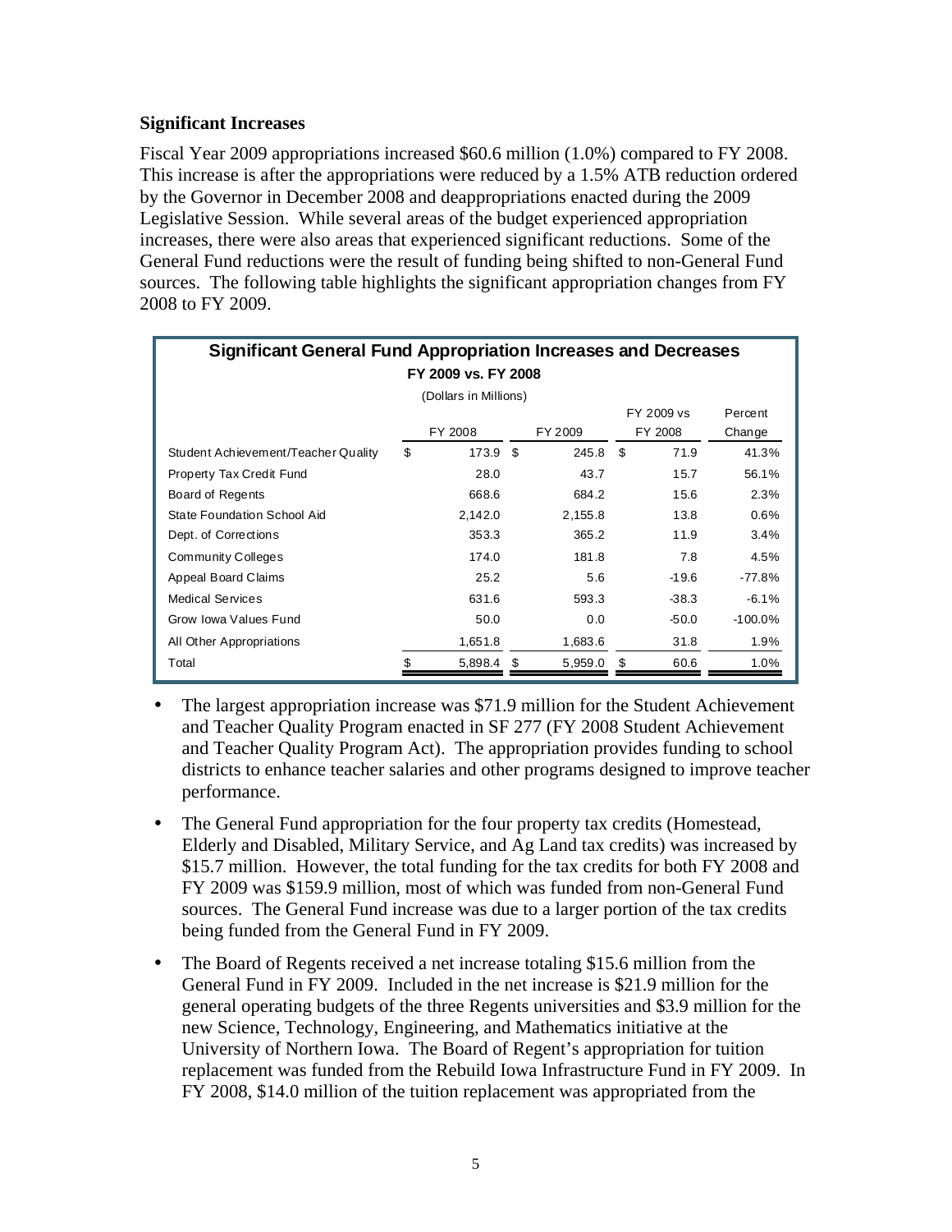### Significant Increases

Fiscal Year 2009 appropriations increased $60.6 million (1.0%) compared to FY 2008. This increase is after the appropriations were reduced by a 1.5% ATB reduction ordered by the Governor in December 2008 and deappropriations enacted during the 2009 Legislative Session. While several areas of the budget experienced appropriation increases, there were also areas that experienced significant reductions. Some of the General Fund reductions were the result of funding being shifted to non-General Fund sources. The following table highlights the significant appropriation changes from FY 2008 to FY 2009.

**Significant General Fund Appropriation Increases and Decreases**
**FY 2009 vs. FY 2008**
(Dollars in Millions)

| | FY 2008 | FY 2009 | FY 2009 vs FY 2008 | Percent Change |
|---|---|---|---|---|
| Student Achievement/Teacher Quality | $ 173.9 | $ 245.8 | $ 71.9 | 41.3% |
| Property Tax Credit Fund | 28.0 | 43.7 | 15.7 | 56.1% |
| Board of Regents | 668.6 | 684.2 | 15.6 | 2.3% |
| State Foundation School Aid | 2,142.0 | 2,155.8 | 13.8 | 0.6% |
| Dept. of Corrections | 353.3 | 365.2 | 11.9 | 3.4% |
| Community Colleges | 174.0 | 181.8 | 7.8 | 4.5% |
| Appeal Board Claims | 25.2 | 5.6 | -19.6 | -77.8% |
| Medical Services | 631.6 | 593.3 | -38.3 | -6.1% |
| Grow Iowa Values Fund | 50.0 | 0.0 | -50.0 | -100.0% |
| All Other Appropriations | 1,651.8 | 1,683.6 | 31.8 | 1.9% |
| Total | $ 5,898.4 | $ 5,959.0 | $ 60.6 | 1.0% |

- The largest appropriation increase was $71.9 million for the Student Achievement and Teacher Quality Program enacted in SF 277 (FY 2008 Student Achievement and Teacher Quality Program Act). The appropriation provides funding to school districts to enhance teacher salaries and other programs designed to improve teacher performance.
- The General Fund appropriation for the four property tax credits (Homestead, Elderly and Disabled, Military Service, and Ag Land tax credits) was increased by $15.7 million. However, the total funding for the tax credits for both FY 2008 and FY 2009 was $159.9 million, most of which was funded from non-General Fund sources. The General Fund increase was due to a larger portion of the tax credits being funded from the General Fund in FY 2009.
- The Board of Regents received a net increase totaling $15.6 million from the General Fund in FY 2009. Included in the net increase is $21.9 million for the general operating budgets of the three Regents universities and $3.9 million for the new Science, Technology, Engineering, and Mathematics initiative at the University of Northern Iowa. The Board of Regent's appropriation for tuition replacement was funded from the Rebuild Iowa Infrastructure Fund in FY 2009. In FY 2008, $14.0 million of the tuition replacement was appropriated from the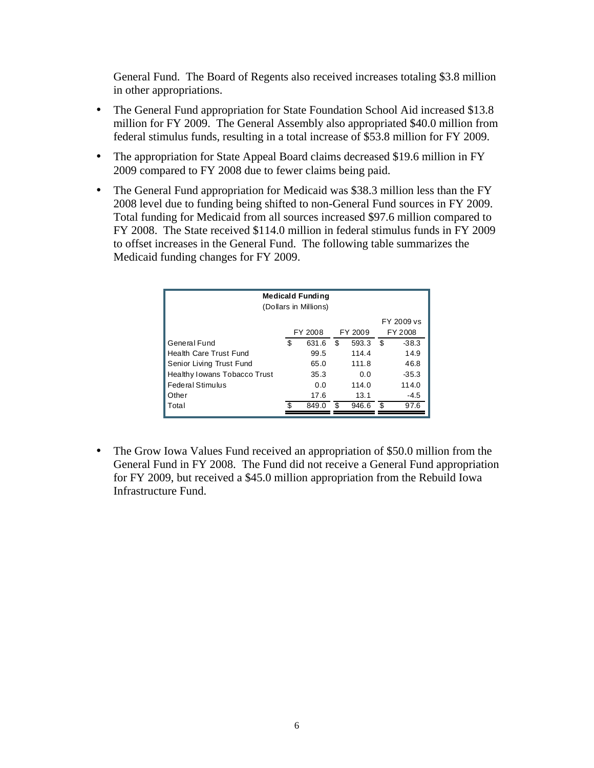General Fund. The Board of Regents also received increases totaling $3.8 million in other appropriations.

- The General Fund appropriation for State Foundation School Aid increased $13.8 million for FY 2009. The General Assembly also appropriated $40.0 million from federal stimulus funds, resulting in a total increase of $53.8 million for FY 2009.
- The appropriation for State Appeal Board claims decreased $19.6 million in FY 2009 compared to FY 2008 due to fewer claims being paid.
- The General Fund appropriation for Medicaid was $38.3 million less than the FY 2008 level due to funding being shifted to non-General Fund sources in FY 2009. Total funding for Medicaid from all sources increased $97.6 million compared to FY 2008. The State received $114.0 million in federal stimulus funds in FY 2009 to offset increases in the General Fund. The following table summarizes the Medicaid funding changes for FY 2009.

**Medicaid Funding**
(Dollars in Millions)

| | FY 2008 | FY 2009 | FY 2009 vs FY 2008 |
|---|---|---|---|
| General Fund | $ 631.6 | $ 593.3 | $ -38.3 |
| Health Care Trust Fund | 99.5 | 114.4 | 14.9 |
| Senior Living Trust Fund | 65.0 | 111.8 | 46.8 |
| Healthy Iowans Tobacco Trust | 35.3 | 0.0 | -35.3 |
| Federal Stimulus | 0.0 | 114.0 | 114.0 |
| Other | 17.6 | 13.1 | -4.5 |
| Total | $ 849.0 | $ 946.6 | $ 97.6 |

- The Grow Iowa Values Fund received an appropriation of $50.0 million from the General Fund in FY 2008. The Fund did not receive a General Fund appropriation for FY 2009, but received a $45.0 million appropriation from the Rebuild Iowa Infrastructure Fund.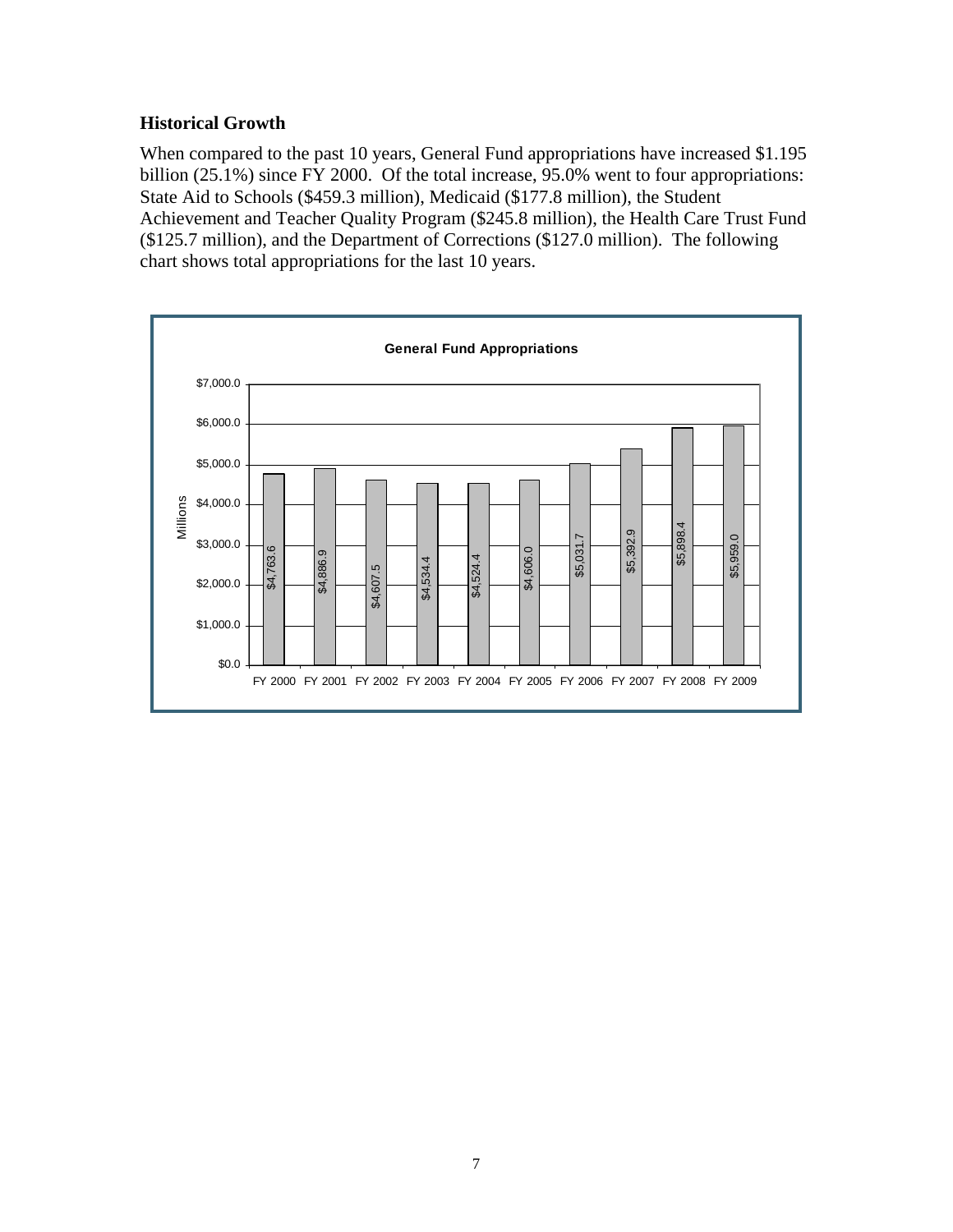### Historical Growth

When compared to the past 10 years, General Fund appropriations have increased $1.195 billion (25.1%) since FY 2000. Of the total increase, 95.0% went to four appropriations: State Aid to Schools ($459.3 million), Medicaid ($177.8 million), the Student Achievement and Teacher Quality Program ($245.8 million), the Health Care Trust Fund ($125.7 million), and the Department of Corrections ($127.0 million). The following chart shows total appropriations for the last 10 years.

**General Fund Appropriations**

| Fiscal Year | Millions |
|---|---|
| FY 2000 | $4,763.6 |
| FY 2001 | $4,886.9 |
| FY 2002 | $4,607.5 |
| FY 2003 | $4,534.4 |
| FY 2004 | $4,524.4 |
| FY 2005 | $4,606.0 |
| FY 2006 | $5,031.7 |
| FY 2007 | $5,392.9 |
| FY 2008 | $5,898.4 |
| FY 2009 | $5,959.0 |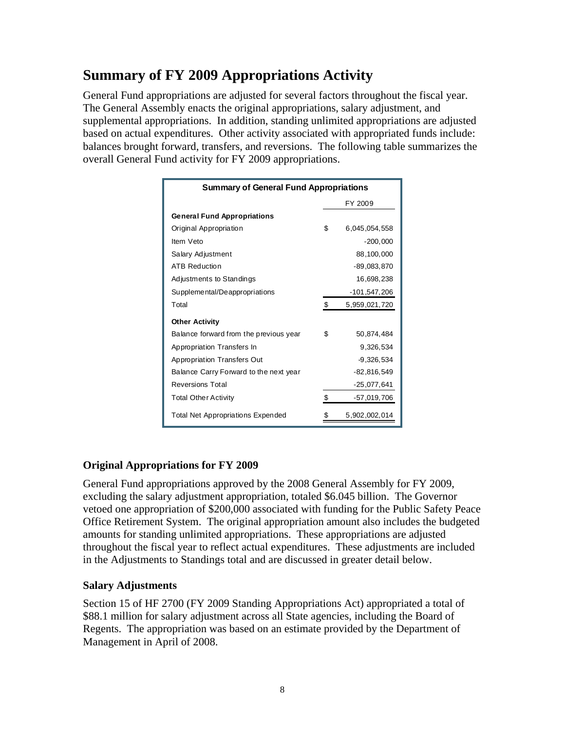## Summary of FY 2009 Appropriations Activity

General Fund appropriations are adjusted for several factors throughout the fiscal year. The General Assembly enacts the original appropriations, salary adjustment, and supplemental appropriations. In addition, standing unlimited appropriations are adjusted based on actual expenditures. Other activity associated with appropriated funds include: balances brought forward, transfers, and reversions. The following table summarizes the overall General Fund activity for FY 2009 appropriations.

| Summary of General Fund Appropriations | | |
|---|---|---|
| | | FY 2009 |
| **General Fund Appropriations** | | |
| Original Appropriation | $ | 6,045,054,558 |
| Item Veto | | -200,000 |
| Salary Adjustment | | 88,100,000 |
| ATB Reduction | | -89,083,870 |
| Adjustments to Standings | | 16,698,238 |
| Supplemental/Deappropriations | | -101,547,206 |
| Total | $ | 5,959,021,720 |
| **Other Activity** | | |
| Balance forward from the previous year | $ | 50,874,484 |
| Appropriation Transfers In | | 9,326,534 |
| Appropriation Transfers Out | | -9,326,534 |
| Balance Carry Forward to the next year | | -82,816,549 |
| Reversions Total | | -25,077,641 |
| Total Other Activity | $ | -57,019,706 |
| Total Net Appropriations Expended | $ | 5,902,002,014 |

### Original Appropriations for FY 2009

General Fund appropriations approved by the 2008 General Assembly for FY 2009, excluding the salary adjustment appropriation, totaled $6.045 billion. The Governor vetoed one appropriation of $200,000 associated with funding for the Public Safety Peace Office Retirement System. The original appropriation amount also includes the budgeted amounts for standing unlimited appropriations. These appropriations are adjusted throughout the fiscal year to reflect actual expenditures. These adjustments are included in the Adjustments to Standings total and are discussed in greater detail below.

### Salary Adjustments

Section 15 of HF 2700 (FY 2009 Standing Appropriations Act) appropriated a total of $88.1 million for salary adjustment across all State agencies, including the Board of Regents. The appropriation was based on an estimate provided by the Department of Management in April of 2008.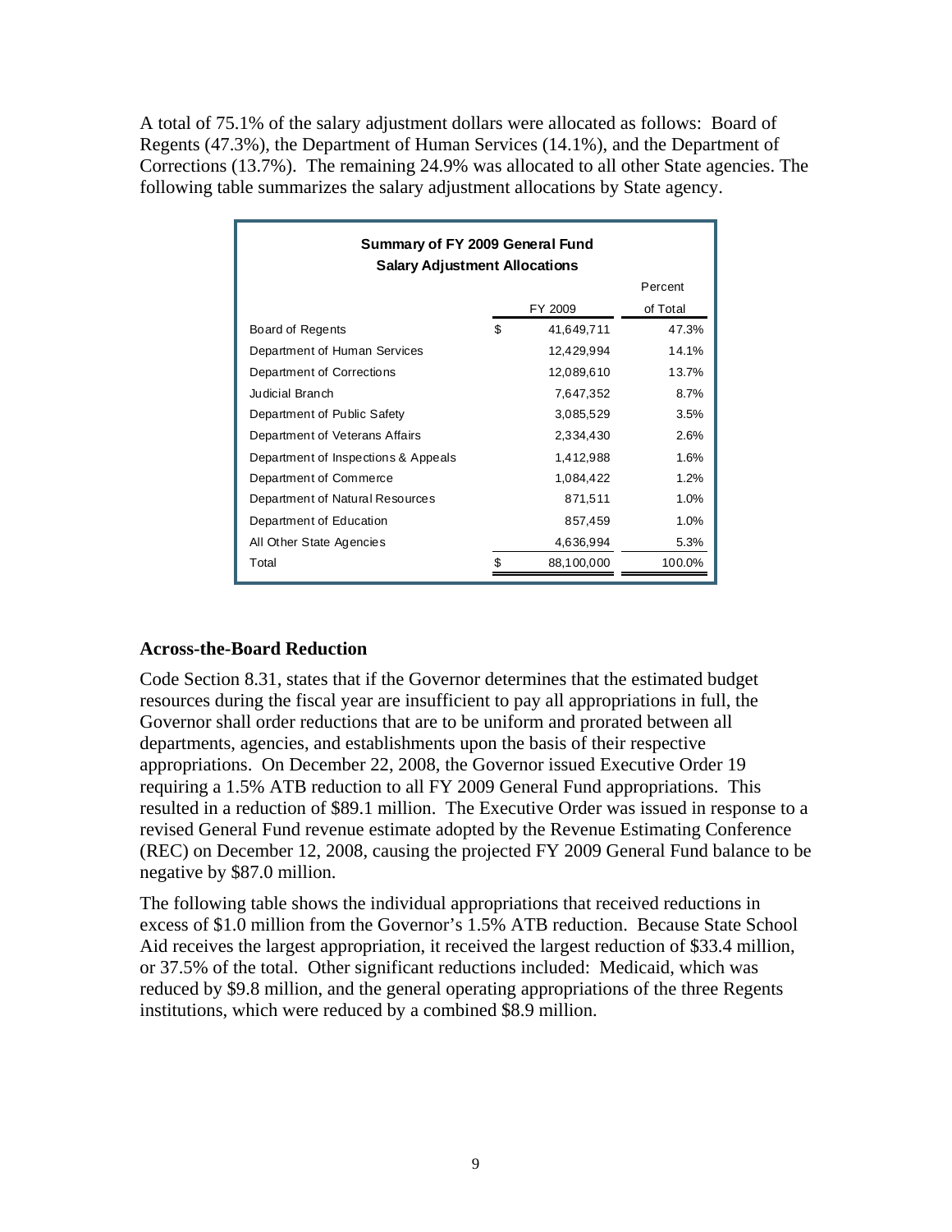A total of 75.1% of the salary adjustment dollars were allocated as follows: Board of Regents (47.3%), the Department of Human Services (14.1%), and the Department of Corrections (13.7%). The remaining 24.9% was allocated to all other State agencies. The following table summarizes the salary adjustment allocations by State agency.

**Summary of FY 2009 General Fund Salary Adjustment Allocations**

| | FY 2009 | Percent of Total |
|---|---|---|
| Board of Regents | $ 41,649,711 | 47.3% |
| Department of Human Services | 12,429,994 | 14.1% |
| Department of Corrections | 12,089,610 | 13.7% |
| Judicial Branch | 7,647,352 | 8.7% |
| Department of Public Safety | 3,085,529 | 3.5% |
| Department of Veterans Affairs | 2,334,430 | 2.6% |
| Department of Inspections & Appeals | 1,412,988 | 1.6% |
| Department of Commerce | 1,084,422 | 1.2% |
| Department of Natural Resources | 871,511 | 1.0% |
| Department of Education | 857,459 | 1.0% |
| All Other State Agencies | 4,636,994 | 5.3% |
| Total | $ 88,100,000 | 100.0% |

## Across-the-Board Reduction

Code Section 8.31, states that if the Governor determines that the estimated budget resources during the fiscal year are insufficient to pay all appropriations in full, the Governor shall order reductions that are to be uniform and prorated between all departments, agencies, and establishments upon the basis of their respective appropriations. On December 22, 2008, the Governor issued Executive Order 19 requiring a 1.5% ATB reduction to all FY 2009 General Fund appropriations. This resulted in a reduction of $89.1 million. The Executive Order was issued in response to a revised General Fund revenue estimate adopted by the Revenue Estimating Conference (REC) on December 12, 2008, causing the projected FY 2009 General Fund balance to be negative by $87.0 million.

The following table shows the individual appropriations that received reductions in excess of $1.0 million from the Governor's 1.5% ATB reduction. Because State School Aid receives the largest appropriation, it received the largest reduction of $33.4 million, or 37.5% of the total. Other significant reductions included: Medicaid, which was reduced by $9.8 million, and the general operating appropriations of the three Regents institutions, which were reduced by a combined $8.9 million.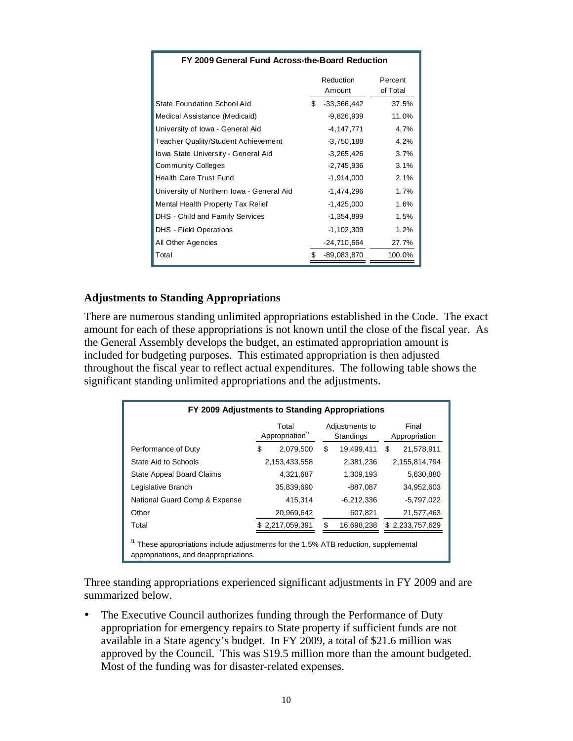| FY 2009 General Fund Across-the-Board Reduction | | |
|---|---|---|
| | Reduction Amount | Percent of Total |
| State Foundation School Aid | $ -33,366,442 | 37.5% |
| Medical Assistance (Medicaid) | -9,826,939 | 11.0% |
| University of Iowa - General Aid | -4,147,771 | 4.7% |
| Teacher Quality/Student Achievement | -3,750,188 | 4.2% |
| Iowa State University - General Aid | -3,265,426 | 3.7% |
| Community Colleges | -2,745,936 | 3.1% |
| Health Care Trust Fund | -1,914,000 | 2.1% |
| University of Northern Iowa - General Aid | -1,474,296 | 1.7% |
| Mental Health Property Tax Relief | -1,425,000 | 1.6% |
| DHS - Child and Family Services | -1,354,899 | 1.5% |
| DHS - Field Operations | -1,102,309 | 1.2% |
| All Other Agencies | -24,710,664 | 27.7% |
| Total | $ -89,083,870 | 100.0% |

### Adjustments to Standing Appropriations

There are numerous standing unlimited appropriations established in the Code. The exact amount for each of these appropriations is not known until the close of the fiscal year. As the General Assembly develops the budget, an estimated appropriation amount is included for budgeting purposes. This estimated appropriation is then adjusted throughout the fiscal year to reflect actual expenditures. The following table shows the significant standing unlimited appropriations and the adjustments.

| FY 2009 Adjustments to Standing Appropriations | | | |
|---|---|---|---|
| | Total Appropriation[1] | Adjustments to Standings | Final Appropriation |
| Performance of Duty | $ 2,079,500 | $ 19,499,411 | $ 21,578,911 |
| State Aid to Schools | 2,153,433,558 | 2,381,236 | 2,155,814,794 |
| State Appeal Board Claims | 4,321,687 | 1,309,193 | 5,630,880 |
| Legislative Branch | 35,839,690 | -887,087 | 34,952,603 |
| National Guard Comp & Expense | 415,314 | -6,212,336 | -5,797,022 |
| Other | 20,969,642 | 607,821 | 21,577,463 |
| Total | $ 2,217,059,391 | $ 16,698,238 | $ 2,233,757,629 |

[1] These appropriations include adjustments for the 1.5% ATB reduction, supplemental appropriations, and deappropriations.

Three standing appropriations experienced significant adjustments in FY 2009 and are summarized below.

- The Executive Council authorizes funding through the Performance of Duty appropriation for emergency repairs to State property if sufficient funds are not available in a State agency's budget. In FY 2009, a total of $21.6 million was approved by the Council. This was $19.5 million more than the amount budgeted. Most of the funding was for disaster-related expenses.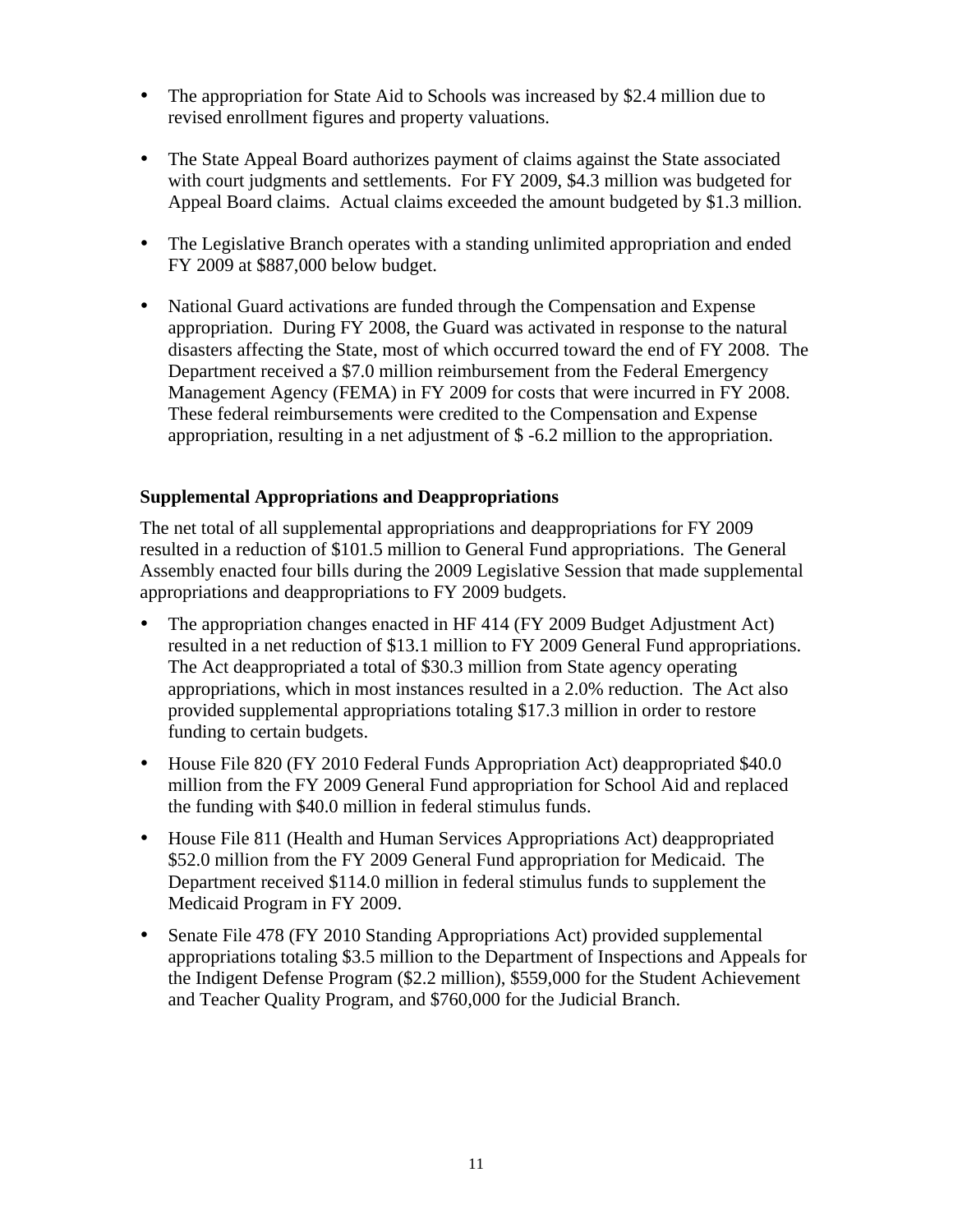- The appropriation for State Aid to Schools was increased by $2.4 million due to revised enrollment figures and property valuations.

- The State Appeal Board authorizes payment of claims against the State associated with court judgments and settlements. For FY 2009, $4.3 million was budgeted for Appeal Board claims. Actual claims exceeded the amount budgeted by $1.3 million.

- The Legislative Branch operates with a standing unlimited appropriation and ended FY 2009 at $887,000 below budget.

- National Guard activations are funded through the Compensation and Expense appropriation. During FY 2008, the Guard was activated in response to the natural disasters affecting the State, most of which occurred toward the end of FY 2008. The Department received a $7.0 million reimbursement from the Federal Emergency Management Agency (FEMA) in FY 2009 for costs that were incurred in FY 2008. These federal reimbursements were credited to the Compensation and Expense appropriation, resulting in a net adjustment of $ -6.2 million to the appropriation.

**Supplemental Appropriations and Deappropriations**

The net total of all supplemental appropriations and deappropriations for FY 2009 resulted in a reduction of $101.5 million to General Fund appropriations. The General Assembly enacted four bills during the 2009 Legislative Session that made supplemental appropriations and deappropriations to FY 2009 budgets.

- The appropriation changes enacted in HF 414 (FY 2009 Budget Adjustment Act) resulted in a net reduction of $13.1 million to FY 2009 General Fund appropriations. The Act deappropriated a total of $30.3 million from State agency operating appropriations, which in most instances resulted in a 2.0% reduction. The Act also provided supplemental appropriations totaling $17.3 million in order to restore funding to certain budgets.
- House File 820 (FY 2010 Federal Funds Appropriation Act) deappropriated $40.0 million from the FY 2009 General Fund appropriation for School Aid and replaced the funding with $40.0 million in federal stimulus funds.
- House File 811 (Health and Human Services Appropriations Act) deappropriated $52.0 million from the FY 2009 General Fund appropriation for Medicaid. The Department received $114.0 million in federal stimulus funds to supplement the Medicaid Program in FY 2009.
- Senate File 478 (FY 2010 Standing Appropriations Act) provided supplemental appropriations totaling $3.5 million to the Department of Inspections and Appeals for the Indigent Defense Program ($2.2 million), $559,000 for the Student Achievement and Teacher Quality Program, and $760,000 for the Judicial Branch.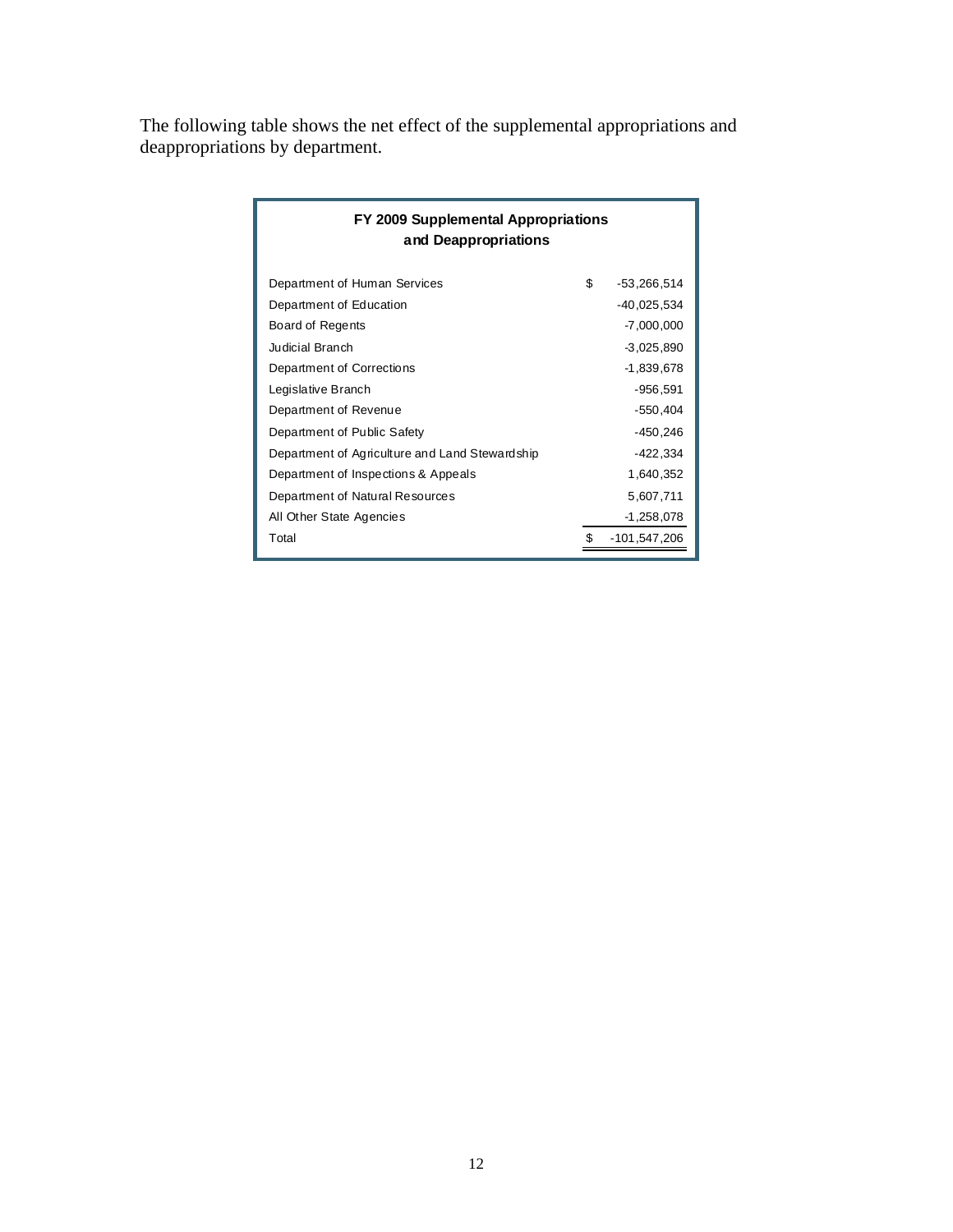The following table shows the net effect of the supplemental appropriations and deappropriations by department.

| FY 2009 Supplemental Appropriations and Deappropriations | |
|---|---|
| Department of Human Services | $ -53,266,514 |
| Department of Education | -40,025,534 |
| Board of Regents | -7,000,000 |
| Judicial Branch | -3,025,890 |
| Department of Corrections | -1,839,678 |
| Legislative Branch | -956,591 |
| Department of Revenue | -550,404 |
| Department of Public Safety | -450,246 |
| Department of Agriculture and Land Stewardship | -422,334 |
| Department of Inspections & Appeals | 1,640,352 |
| Department of Natural Resources | 5,607,711 |
| All Other State Agencies | -1,258,078 |
| Total | $ -101,547,206 |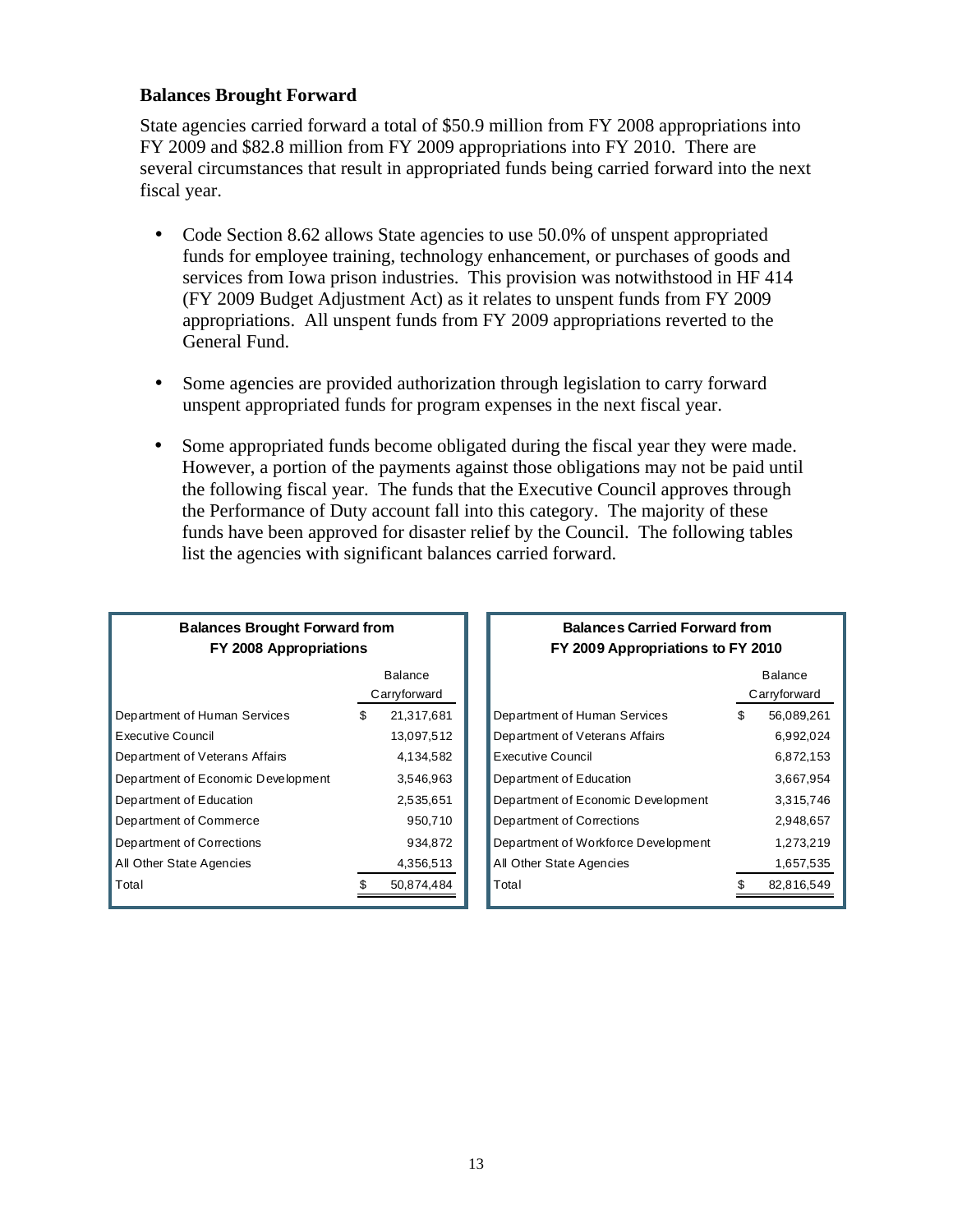## Balances Brought Forward

State agencies carried forward a total of $50.9 million from FY 2008 appropriations into FY 2009 and $82.8 million from FY 2009 appropriations into FY 2010. There are several circumstances that result in appropriated funds being carried forward into the next fiscal year.

- Code Section 8.62 allows State agencies to use 50.0% of unspent appropriated funds for employee training, technology enhancement, or purchases of goods and services from Iowa prison industries. This provision was notwithstood in HF 414 (FY 2009 Budget Adjustment Act) as it relates to unspent funds from FY 2009 appropriations. All unspent funds from FY 2009 appropriations reverted to the General Fund.

- Some agencies are provided authorization through legislation to carry forward unspent appropriated funds for program expenses in the next fiscal year.

- Some appropriated funds become obligated during the fiscal year they were made. However, a portion of the payments against those obligations may not be paid until the following fiscal year. The funds that the Executive Council approves through the Performance of Duty account fall into this category. The majority of these funds have been approved for disaster relief by the Council. The following tables list the agencies with significant balances carried forward.

**Balances Brought Forward from FY 2008 Appropriations**

| | Balance Carryforward |
|---|---|
| Department of Human Services | $ 21,317,681 |
| Executive Council | 13,097,512 |
| Department of Veterans Affairs | 4,134,582 |
| Department of Economic Development | 3,546,963 |
| Department of Education | 2,535,651 |
| Department of Commerce | 950,710 |
| Department of Corrections | 934,872 |
| All Other State Agencies | 4,356,513 |
| Total | $ 50,874,484 |

**Balances Carried Forward from FY 2009 Appropriations to FY 2010**

| | Balance Carryforward |
|---|---|
| Department of Human Services | $ 56,089,261 |
| Department of Veterans Affairs | 6,992,024 |
| Executive Council | 6,872,153 |
| Department of Education | 3,667,954 |
| Department of Economic Development | 3,315,746 |
| Department of Corrections | 2,948,657 |
| Department of Workforce Development | 1,273,219 |
| All Other State Agencies | 1,657,535 |
| Total | $ 82,816,549 |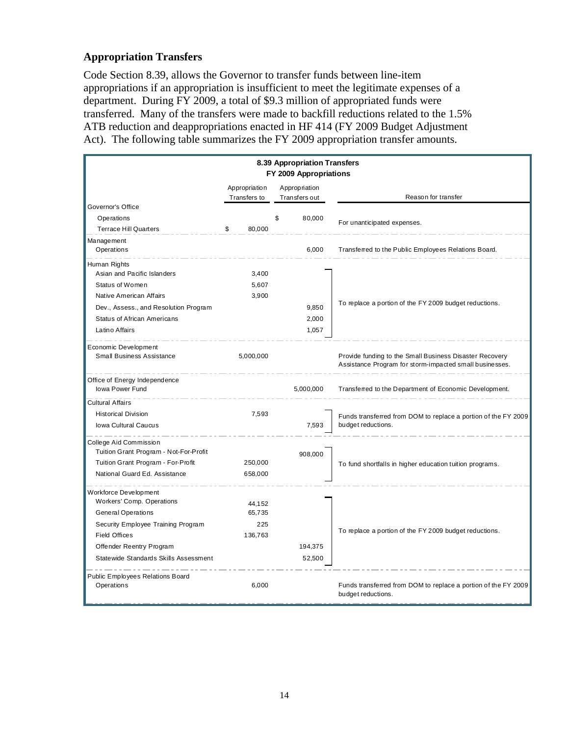## Appropriation Transfers

Code Section 8.39, allows the Governor to transfer funds between line-item appropriations if an appropriation is insufficient to meet the legitimate expenses of a department. During FY 2009, a total of $9.3 million of appropriated funds were transferred. Many of the transfers were made to backfill reductions related to the 1.5% ATB reduction and deappropriations enacted in HF 414 (FY 2009 Budget Adjustment Act). The following table summarizes the FY 2009 appropriation transfer amounts.

**8.39 Appropriation Transfers**
**FY 2009 Appropriations**

| | Appropriation Transfers to | Appropriation Transfers out | Reason for transfer |
|---|---|---|---|
| **Governor's Office** | | | |
| Operations | | $ 80,000 | For unanticipated expenses. |
| Terrace Hill Quarters | $ 80,000 | | |
| **Management** | | | |
| Operations | | 6,000 | Transferred to the Public Employees Relations Board. |
| **Human Rights** | | | |
| Asian and Pacific Islanders | 3,400 | | To replace a portion of the FY 2009 budget reductions. |
| Status of Women | 5,607 | | |
| Native American Affairs | 3,900 | | |
| Dev., Assess., and Resolution Program | | 9,850 | |
| Status of African Americans | | 2,000 | |
| Latino Affairs | | 1,057 | |
| **Economic Development** | | | |
| Small Business Assistance | 5,000,000 | | Provide funding to the Small Business Disaster Recovery Assistance Program for storm-impacted small businesses. |
| **Office of Energy Independence** | | | |
| Iowa Power Fund | | 5,000,000 | Transferred to the Department of Economic Development. |
| **Cultural Affairs** | | | |
| Historical Division | 7,593 | | Funds transferred from DOM to replace a portion of the FY 2009 budget reductions. |
| Iowa Cultural Caucus | | 7,593 | |
| **College Aid Commission** | | | |
| Tuition Grant Program - Not-For-Profit | | 908,000 | To fund shortfalls in higher education tuition programs. |
| Tuition Grant Program - For-Profit | 250,000 | | |
| National Guard Ed. Assistance | 658,000 | | |
| **Workforce Development** | | | |
| Workers' Comp. Operations | 44,152 | | To replace a portion of the FY 2009 budget reductions. |
| General Operations | 65,735 | | |
| Security Employee Training Program | 225 | | |
| Field Offices | 136,763 | | |
| Offender Reentry Program | | 194,375 | |
| Statewide Standards Skills Assessment | | 52,500 | |
| **Public Employees Relations Board** | | | |
| Operations | 6,000 | | Funds transferred from DOM to replace a portion of the FY 2009 budget reductions. |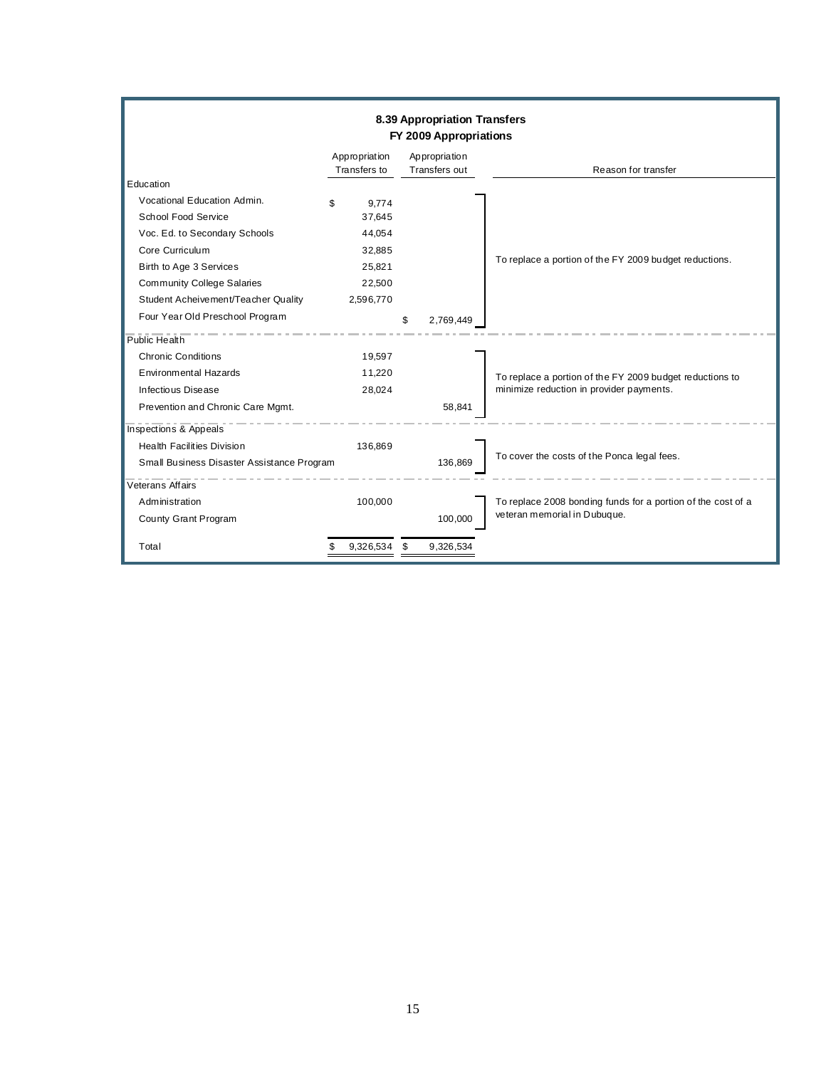## 8.39 Appropriation Transfers
## FY 2009 Appropriations

| | Appropriation Transfers to | Appropriation Transfers out | Reason for transfer |
|---|---|---|---|
| **Education** | | | |
| Vocational Education Admin. | $ 9,774 | | To replace a portion of the FY 2009 budget reductions. |
| School Food Service | 37,645 | | |
| Voc. Ed. to Secondary Schools | 44,054 | | |
| Core Curriculum | 32,885 | | |
| Birth to Age 3 Services | 25,821 | | |
| Community College Salaries | 22,500 | | |
| Student Acheivement/Teacher Quality | 2,596,770 | | |
| Four Year Old Preschool Program | | $ 2,769,449 | |
| **Public Health** | | | |
| Chronic Conditions | 19,597 | | To replace a portion of the FY 2009 budget reductions to minimize reduction in provider payments. |
| Environmental Hazards | 11,220 | | |
| Infectious Disease | 28,024 | | |
| Prevention and Chronic Care Mgmt. | | 58,841 | |
| **Inspections & Appeals** | | | |
| Health Facilities Division | 136,869 | | To cover the costs of the Ponca legal fees. |
| Small Business Disaster Assistance Program | | 136,869 | |
| **Veterans Affairs** | | | |
| Administration | 100,000 | | To replace 2008 bonding funds for a portion of the cost of a veteran memorial in Dubuque. |
| County Grant Program | | 100,000 | |
| Total | $ 9,326,534 | $ 9,326,534 | |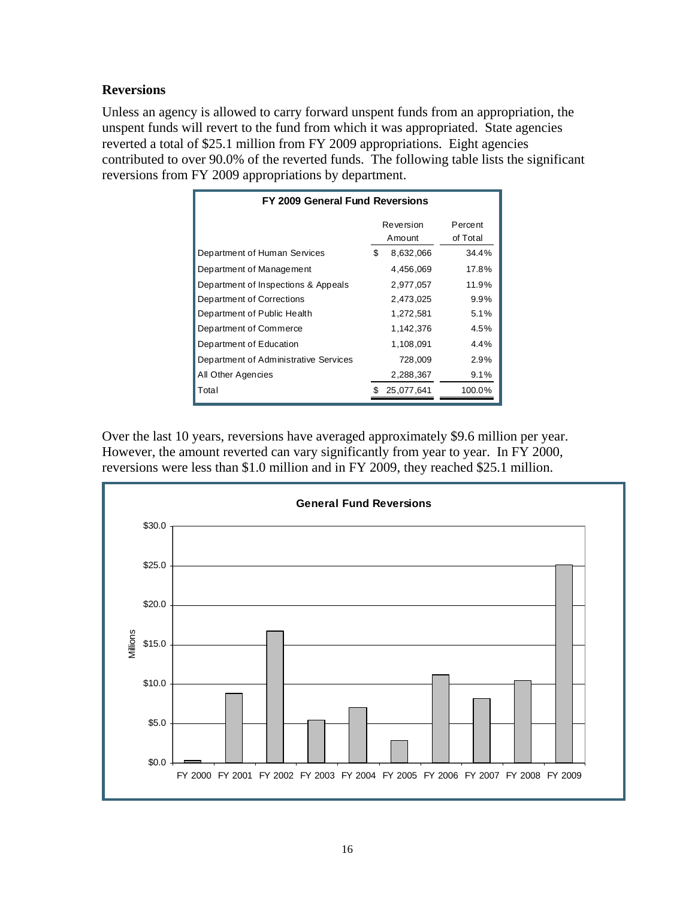## Reversions

Unless an agency is allowed to carry forward unspent funds from an appropriation, the unspent funds will revert to the fund from which it was appropriated. State agencies reverted a total of $25.1 million from FY 2009 appropriations. Eight agencies contributed to over 90.0% of the reverted funds. The following table lists the significant reversions from FY 2009 appropriations by department.

**FY 2009 General Fund Reversions**

| | Reversion Amount | Percent of Total |
|---|---|---|
| Department of Human Services | $ 8,632,066 | 34.4% |
| Department of Management | 4,456,069 | 17.8% |
| Department of Inspections & Appeals | 2,977,057 | 11.9% |
| Department of Corrections | 2,473,025 | 9.9% |
| Department of Public Health | 1,272,581 | 5.1% |
| Department of Commerce | 1,142,376 | 4.5% |
| Department of Education | 1,108,091 | 4.4% |
| Department of Administrative Services | 728,009 | 2.9% |
| All Other Agencies | 2,288,367 | 9.1% |
| Total | $ 25,077,641 | 100.0% |

Over the last 10 years, reversions have averaged approximately $9.6 million per year. However, the amount reverted can vary significantly from year to year. In FY 2000, reversions were less than $1.0 million and in FY 2009, they reached $25.1 million.

**General Fund Reversions**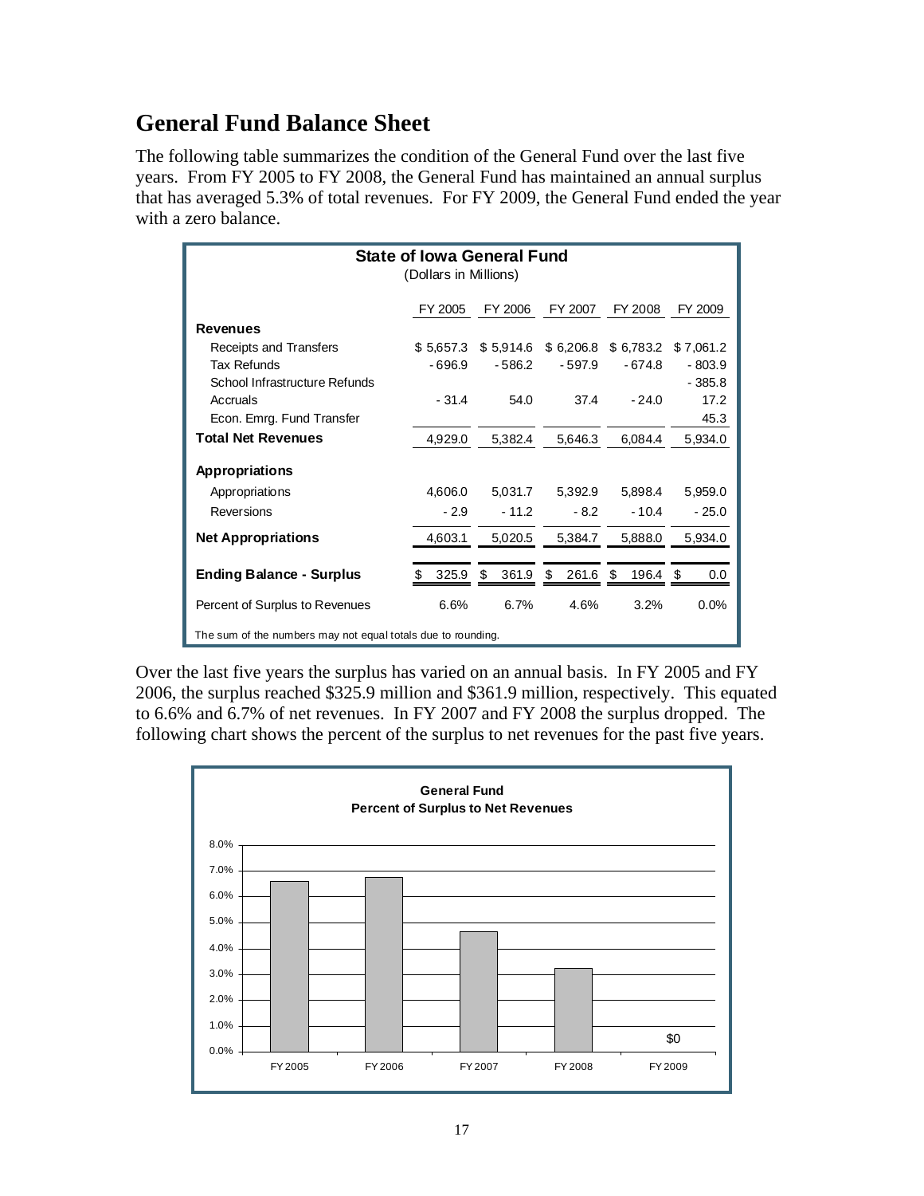## General Fund Balance Sheet

The following table summarizes the condition of the General Fund over the last five years. From FY 2005 to FY 2008, the General Fund has maintained an annual surplus that has averaged 5.3% of total revenues. For FY 2009, the General Fund ended the year with a zero balance.

**State of Iowa General Fund**
(Dollars in Millions)

| | FY 2005 | FY 2006 | FY 2007 | FY 2008 | FY 2009 |
|---|---|---|---|---|---|
| **Revenues** | | | | | |
| Receipts and Transfers | $ 5,657.3 | $ 5,914.6 | $ 6,206.8 | $ 6,783.2 | $ 7,061.2 |
| Tax Refunds | - 696.9 | - 586.2 | - 597.9 | - 674.8 | - 803.9 |
| School Infrastructure Refunds | | | | | - 385.8 |
| Accruals | - 31.4 | 54.0 | 37.4 | - 24.0 | 17.2 |
| Econ. Emrg. Fund Transfer | | | | | 45.3 |
| **Total Net Revenues** | 4,929.0 | 5,382.4 | 5,646.3 | 6,084.4 | 5,934.0 |
| **Appropriations** | | | | | |
| Appropriations | 4,606.0 | 5,031.7 | 5,392.9 | 5,898.4 | 5,959.0 |
| Reversions | - 2.9 | - 11.2 | - 8.2 | - 10.4 | - 25.0 |
| **Net Appropriations** | 4,603.1 | 5,020.5 | 5,384.7 | 5,888.0 | 5,934.0 |
| **Ending Balance - Surplus** | $ 325.9 | $ 361.9 | $ 261.6 | $ 196.4 | $ 0.0 |
| Percent of Surplus to Revenues | 6.6% | 6.7% | 4.6% | 3.2% | 0.0% |

The sum of the numbers may not equal totals due to rounding.

Over the last five years the surplus has varied on an annual basis. In FY 2005 and FY 2006, the surplus reached $325.9 million and $361.9 million, respectively. This equated to 6.6% and 6.7% of net revenues. In FY 2007 and FY 2008 the surplus dropped. The following chart shows the percent of the surplus to net revenues for the past five years.

**General Fund**
**Percent of Surplus to Net Revenues**

| Fiscal Year | Percent of Surplus to Net Revenues |
|---|---|
| FY 2005 | 6.6% |
| FY 2006 | 6.7% |
| FY 2007 | 4.6% |
| FY 2008 | 3.2% |
| FY 2009 | $0 |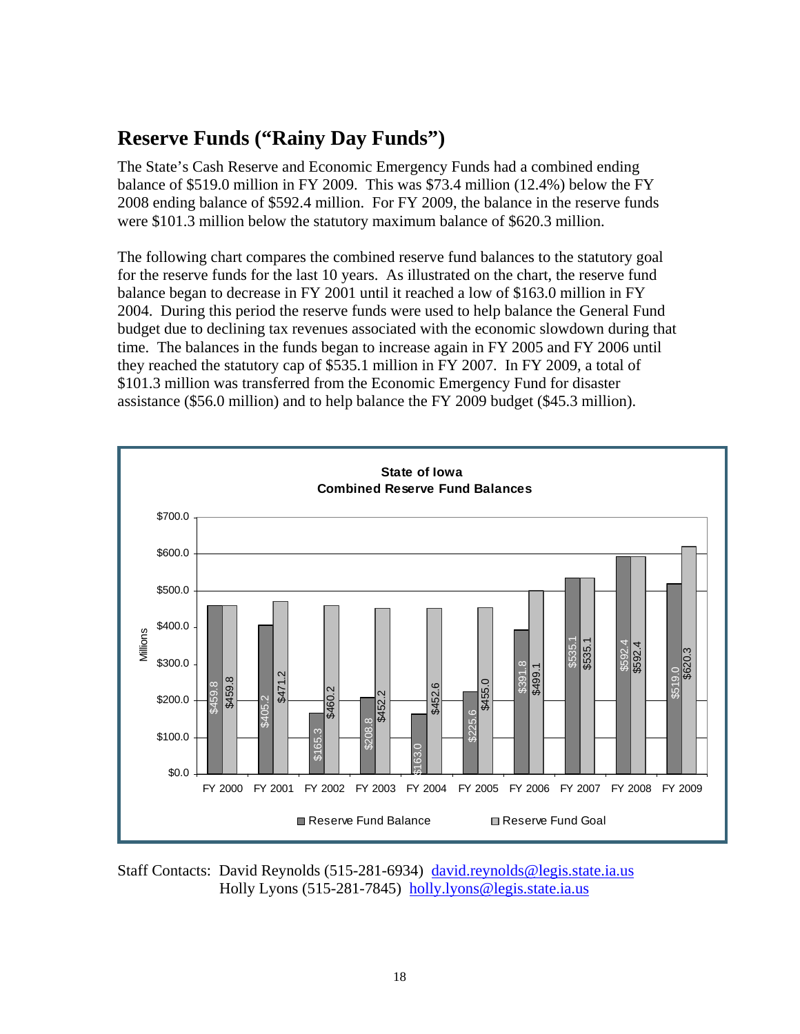## Reserve Funds ("Rainy Day Funds")

The State's Cash Reserve and Economic Emergency Funds had a combined ending balance of $519.0 million in FY 2009. This was $73.4 million (12.4%) below the FY 2008 ending balance of $592.4 million. For FY 2009, the balance in the reserve funds were $101.3 million below the statutory maximum balance of $620.3 million.

The following chart compares the combined reserve fund balances to the statutory goal for the reserve funds for the last 10 years. As illustrated on the chart, the reserve fund balance began to decrease in FY 2001 until it reached a low of $163.0 million in FY 2004. During this period the reserve funds were used to help balance the General Fund budget due to declining tax revenues associated with the economic slowdown during that time. The balances in the funds began to increase again in FY 2005 and FY 2006 until they reached the statutory cap of $535.1 million in FY 2007. In FY 2009, a total of $101.3 million was transferred from the Economic Emergency Fund for disaster assistance ($56.0 million) and to help balance the FY 2009 budget ($45.3 million).

State of Iowa
Combined Reserve Fund Balances

Millions

$700.0
$600.0
$500.0
$400.0
$300.0
$200.0
$100.0
$0.0

FY 2000: $459.8, $459.8
FY 2001: $405.2, $471.2
FY 2002: $165.3, $460.2
FY 2003: $208.8, $452.2
FY 2004: $163.0, $452.6
FY 2005: $225.6, $455.0
FY 2006: $391.8, $499.1
FY 2007: $535.1, $535.1
FY 2008: $592.4, $592.4
FY 2009: $519.0, $620.3

Reserve Fund Balance
Reserve Fund Goal

Staff Contacts: David Reynolds (515-281-6934) david.reynolds@legis.state.ia.us
Holly Lyons (515-281-7845) holly.lyons@legis.state.ia.us